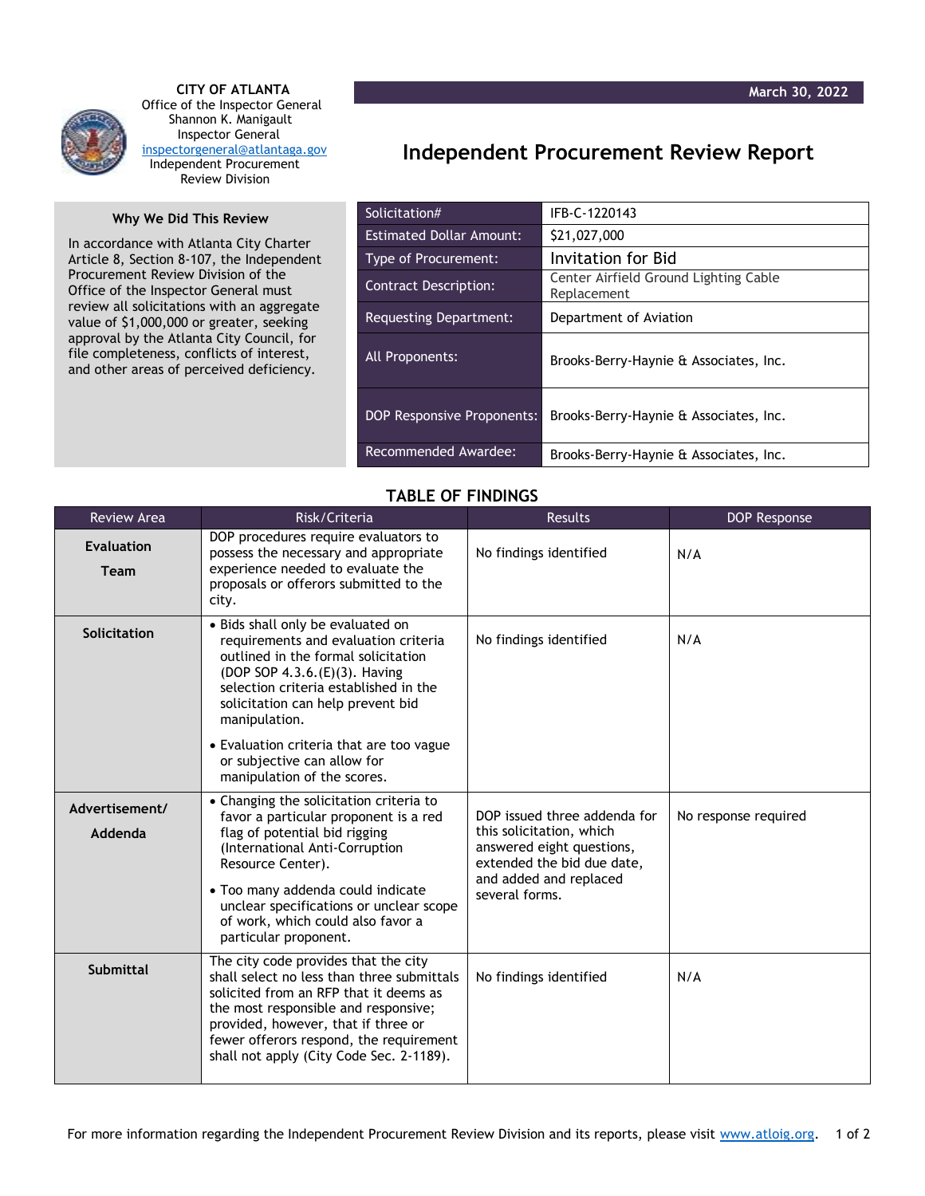**CITY OF ATLANTA**
Office of the Inspector General
Shannon K. Manigault
Inspector General
inspectorgeneral@atlantaga.gov
Independent Procurement Review Division

**March 30, 2022**

# Independent Procurement Review Report

### Why We Did This Review

In accordance with Atlanta City Charter Article 8, Section 8-107, the Independent Procurement Review Division of the Office of the Inspector General must review all solicitations with an aggregate value of $1,000,000 or greater, seeking approval by the Atlanta City Council, for file completeness, conflicts of interest, and other areas of perceived deficiency.

| | |
|---|---|
| Solicitation# | IFB-C-1220143 |
| Estimated Dollar Amount: | $21,027,000 |
| Type of Procurement: | Invitation for Bid |
| Contract Description: | Center Airfield Ground Lighting Cable Replacement |
| Requesting Department: | Department of Aviation |
| All Proponents: | Brooks-Berry-Haynie & Associates, Inc. |
| DOP Responsive Proponents: | Brooks-Berry-Haynie & Associates, Inc. |
| Recommended Awardee: | Brooks-Berry-Haynie & Associates, Inc. |

## TABLE OF FINDINGS

| Review Area | Risk/Criteria | Results | DOP Response |
|---|---|---|---|
| **Evaluation Team** | DOP procedures require evaluators to possess the necessary and appropriate experience needed to evaluate the proposals or offerors submitted to the city. | No findings identified | N/A |
| **Solicitation** | • Bids shall only be evaluated on requirements and evaluation criteria outlined in the formal solicitation (DOP SOP 4.3.6.(E)(3). Having selection criteria established in the solicitation can help prevent bid manipulation. • Evaluation criteria that are too vague or subjective can allow for manipulation of the scores. | No findings identified | N/A |
| **Advertisement/ Addenda** | • Changing the solicitation criteria to favor a particular proponent is a red flag of potential bid rigging (International Anti-Corruption Resource Center). • Too many addenda could indicate unclear specifications or unclear scope of work, which could also favor a particular proponent. | DOP issued three addenda for this solicitation, which answered eight questions, extended the bid due date, and added and replaced several forms. | No response required |
| **Submittal** | The city code provides that the city shall select no less than three submittals solicited from an RFP that it deems as the most responsible and responsive; provided, however, that if three or fewer offerors respond, the requirement shall not apply (City Code Sec. 2-1189). | No findings identified | N/A |

For more information regarding the Independent Procurement Review Division and its reports, please visit www.atloig.org.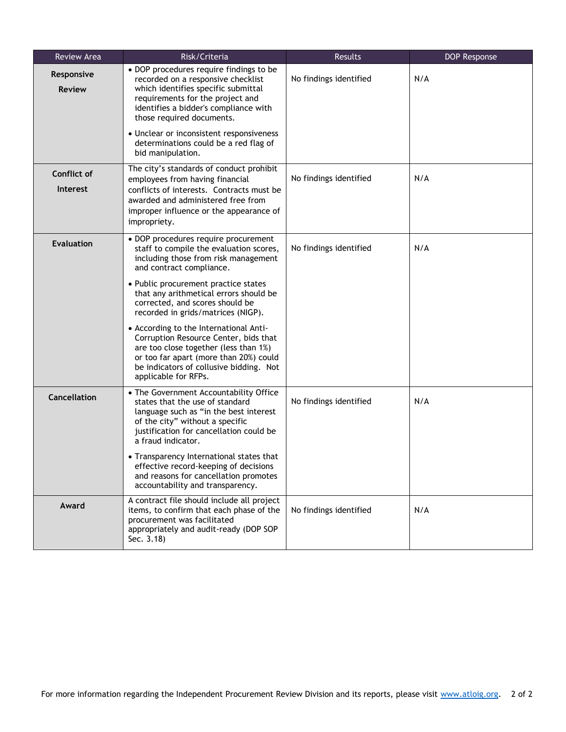| Review Area | Risk/Criteria | Results | DOP Response |
| --- | --- | --- | --- |
| **Responsive Review** | • DOP procedures require findings to be recorded on a responsive checklist which identifies specific submittal requirements for the project and identifies a bidder's compliance with those required documents.<br>• Unclear or inconsistent responsiveness determinations could be a red flag of bid manipulation. | No findings identified | N/A |
| **Conflict of Interest** | The city's standards of conduct prohibit employees from having financial conflicts of interests. Contracts must be awarded and administered free from improper influence or the appearance of impropriety. | No findings identified | N/A |
| **Evaluation** | • DOP procedures require procurement staff to compile the evaluation scores, including those from risk management and contract compliance.<br>• Public procurement practice states that any arithmetical errors should be corrected, and scores should be recorded in grids/matrices (NIGP).<br>• According to the International Anti-Corruption Resource Center, bids that are too close together (less than 1%) or too far apart (more than 20%) could be indicators of collusive bidding. Not applicable for RFPs. | No findings identified | N/A |
| **Cancellation** | • The Government Accountability Office states that the use of standard language such as "in the best interest of the city" without a specific justification for cancellation could be a fraud indicator.<br>• Transparency International states that effective record-keeping of decisions and reasons for cancellation promotes accountability and transparency. | No findings identified | N/A |
| **Award** | A contract file should include all project items, to confirm that each phase of the procurement was facilitated appropriately and audit-ready (DOP SOP Sec. 3.18) | No findings identified | N/A |

For more information regarding the Independent Procurement Review Division and its reports, please visit www.atloig.org.